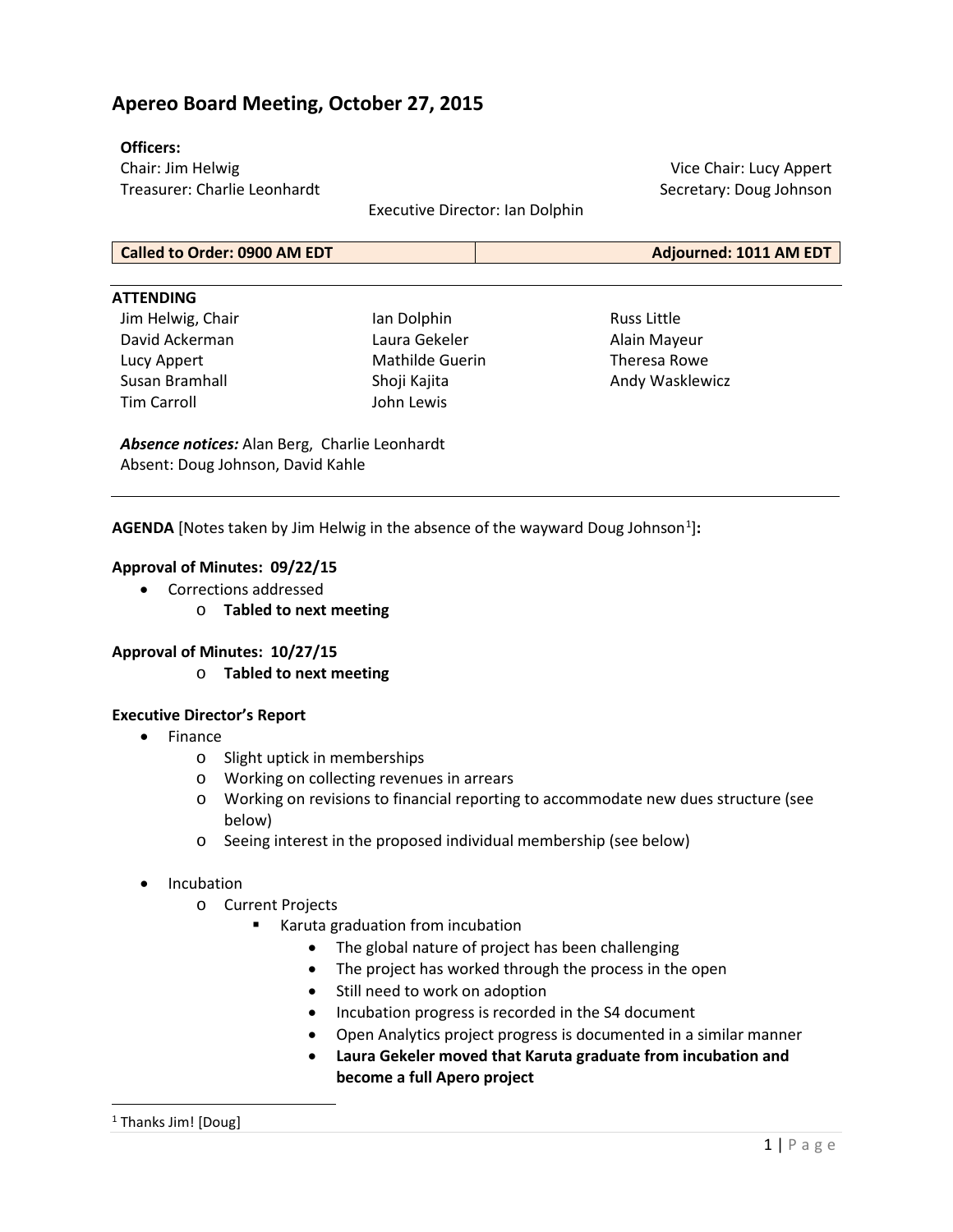# Apereo Board Meeting, October 27, 2015

**Officers:**

Chair: Jim Helwig
Vice Chair: Lucy Appert
Treasurer: Charlie Leonhardt
Secretary: Doug Johnson
Executive Director: Ian Dolphin

| Called to Order: 0900 AM EDT | Adjourned: 1011 AM EDT |
|---|---|

**ATTENDING**

| | | |
|---|---|---|
| Jim Helwig, Chair | Ian Dolphin | Russ Little |
| David Ackerman | Laura Gekeler | Alain Mayeur |
| Lucy Appert | Mathilde Guerin | Theresa Rowe |
| Susan Bramhall | Shoji Kajita | Andy Wasklewicz |
| Tim Carroll | John Lewis | |

***Absence notices:*** Alan Berg, Charlie Leonhardt
Absent: Doug Johnson, David Kahle

---

**AGENDA** [Notes taken by Jim Helwig in the absence of the wayward Doug Johnson[1]]**:**

**Approval of Minutes: 09/22/15**

- Corrections addressed
  - **Tabled to next meeting**

**Approval of Minutes: 10/27/15**

- **Tabled to next meeting**

**Executive Director's Report**

- Finance
  - Slight uptick in memberships
  - Working on collecting revenues in arrears
  - Working on revisions to financial reporting to accommodate new dues structure (see below)
  - Seeing interest in the proposed individual membership (see below)

- Incubation
  - Current Projects
    - Karuta graduation from incubation
      - The global nature of project has been challenging
      - The project has worked through the process in the open
      - Still need to work on adoption
      - Incubation progress is recorded in the S4 document
      - Open Analytics project progress is documented in a similar manner
      - **Laura Gekeler moved that Karuta graduate from incubation and become a full Apero project**

---

[1] Thanks Jim! [Doug]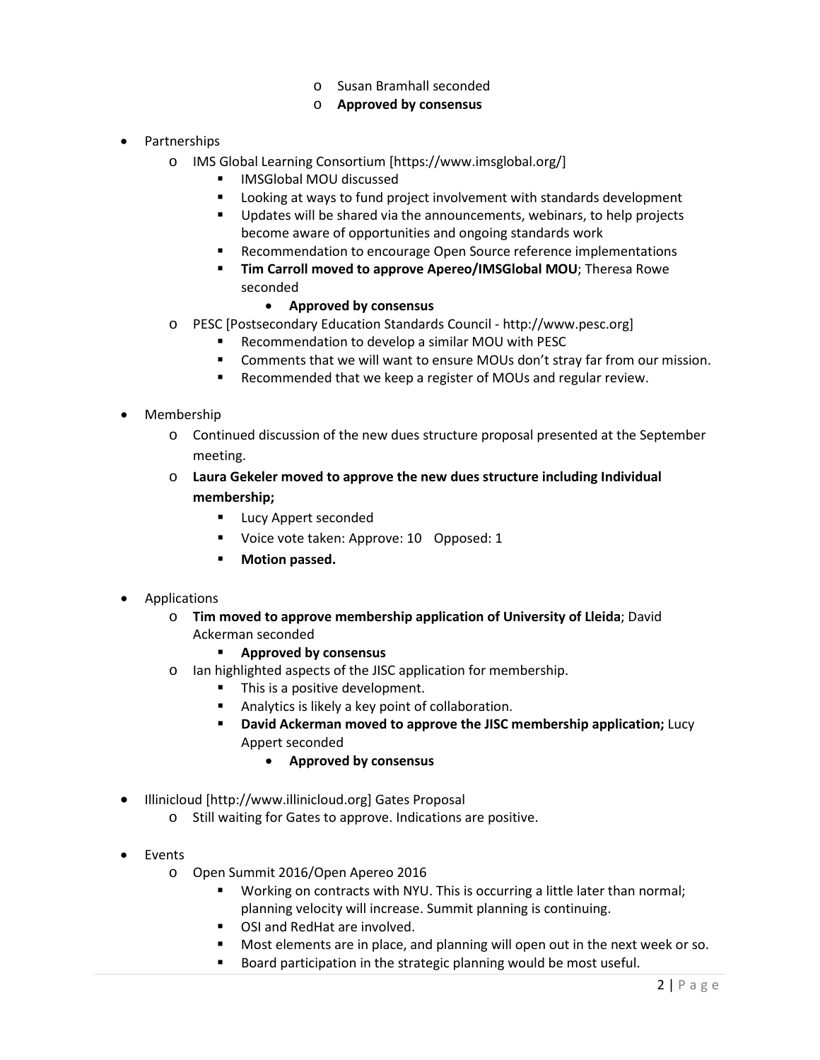- Susan Bramhall seconded
    - **Approved by consensus**

- Partnerships
  - IMS Global Learning Consortium [https://www.imsglobal.org/]
    - IMSGlobal MOU discussed
    - Looking at ways to fund project involvement with standards development
    - Updates will be shared via the announcements, webinars, to help projects become aware of opportunities and ongoing standards work
    - Recommendation to encourage Open Source reference implementations
    - **Tim Carroll moved to approve Apereo/IMSGlobal MOU**; Theresa Rowe seconded
      - **Approved by consensus**
  - PESC [Postsecondary Education Standards Council - http://www.pesc.org]
    - Recommendation to develop a similar MOU with PESC
    - Comments that we will want to ensure MOUs don't stray far from our mission.
    - Recommended that we keep a register of MOUs and regular review.

- Membership
  - Continued discussion of the new dues structure proposal presented at the September meeting.
  - **Laura Gekeler moved to approve the new dues structure including Individual membership;**
    - Lucy Appert seconded
    - Voice vote taken: Approve: 10 Opposed: 1
    - **Motion passed.**

- Applications
  - **Tim moved to approve membership application of University of Lleida**; David Ackerman seconded
    - **Approved by consensus**
  - Ian highlighted aspects of the JISC application for membership.
    - This is a positive development.
    - Analytics is likely a key point of collaboration.
    - **David Ackerman moved to approve the JISC membership application;** Lucy Appert seconded
      - **Approved by consensus**

- Illinicloud [http://www.illinicloud.org] Gates Proposal
  - Still waiting for Gates to approve. Indications are positive.

- Events
  - Open Summit 2016/Open Apereo 2016
    - Working on contracts with NYU. This is occurring a little later than normal; planning velocity will increase. Summit planning is continuing.
    - OSI and RedHat are involved.
    - Most elements are in place, and planning will open out in the next week or so.
    - Board participation in the strategic planning would be most useful.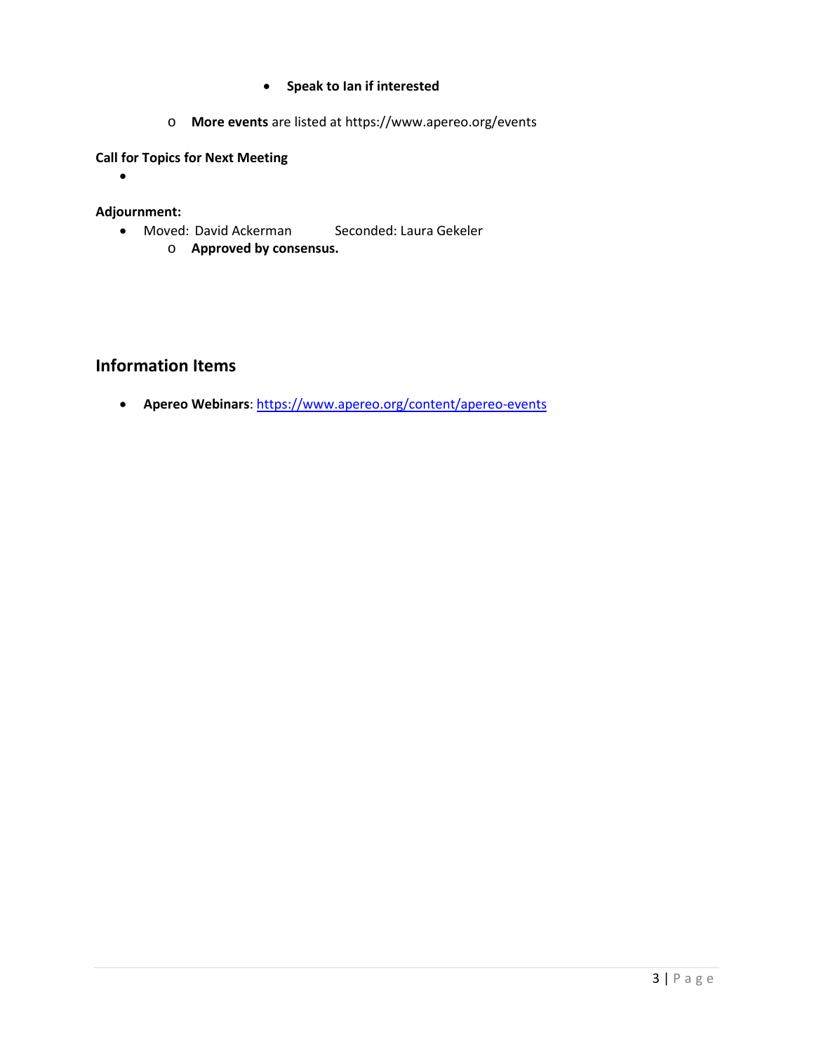- **Speak to Ian if interested**
    - **More events** are listed at https://www.apereo.org/events

**Call for Topics for Next Meeting**

- 

**Adjournment:**

- Moved: David Ackerman Seconded: Laura Gekeler
    - **Approved by consensus.**

## Information Items

- **Apereo Webinars**: https://www.apereo.org/content/apereo-events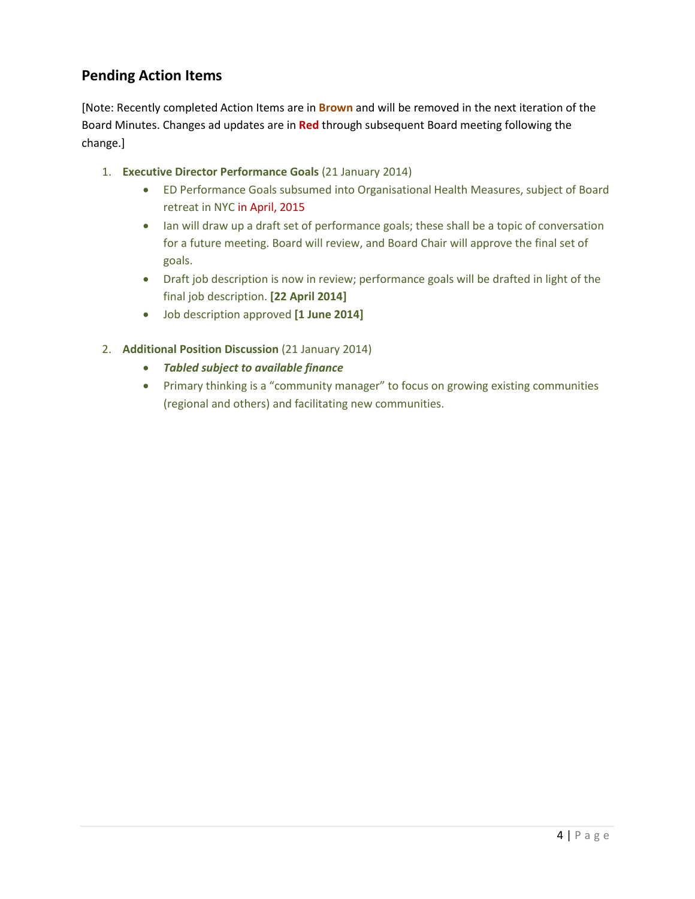## Pending Action Items

[Note: Recently completed Action Items are in **Brown** and will be removed in the next iteration of the Board Minutes. Changes ad updates are in **Red** through subsequent Board meeting following the change.]

1. **Executive Director Performance Goals** (21 January 2014)
   - ED Performance Goals subsumed into Organisational Health Measures, subject of Board retreat in NYC in April, 2015
   - Ian will draw up a draft set of performance goals; these shall be a topic of conversation for a future meeting. Board will review, and Board Chair will approve the final set of goals.
   - Draft job description is now in review; performance goals will be drafted in light of the final job description. **[22 April 2014]**
   - Job description approved **[1 June 2014]**

2. **Additional Position Discussion** (21 January 2014)
   - ***Tabled subject to available finance***
   - Primary thinking is a "community manager" to focus on growing existing communities (regional and others) and facilitating new communities.